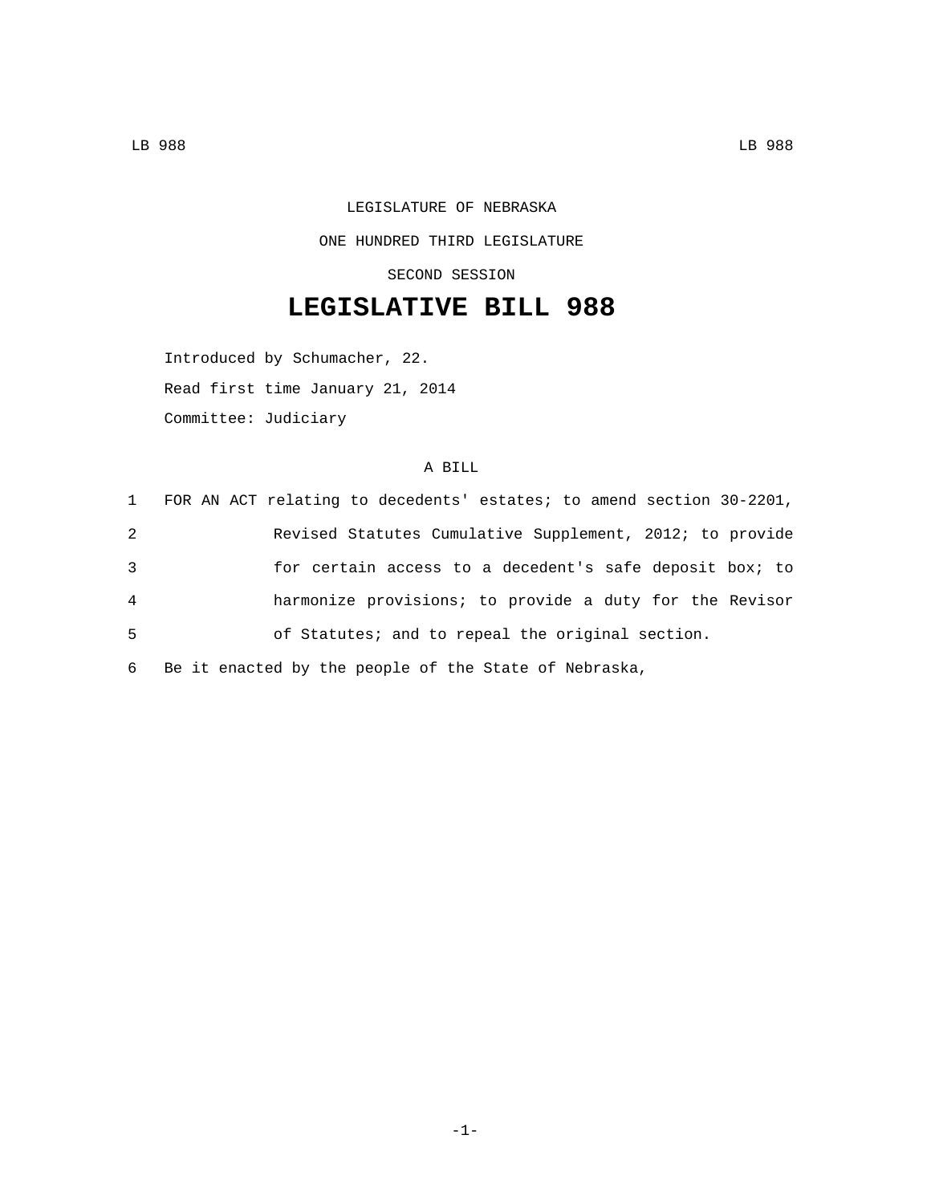LEGISLATURE OF NEBRASKA

ONE HUNDRED THIRD LEGISLATURE

SECOND SESSION

# LEGISLATIVE BILL 988

Introduced by Schumacher, 22.

Read first time January 21, 2014

Committee: Judiciary

A BILL

1 FOR AN ACT relating to decedents' estates; to amend section 30-2201,
2 Revised Statutes Cumulative Supplement, 2012; to provide
3 for certain access to a decedent's safe deposit box; to
4 harmonize provisions; to provide a duty for the Revisor
5 of Statutes; and to repeal the original section.
6 Be it enacted by the people of the State of Nebraska,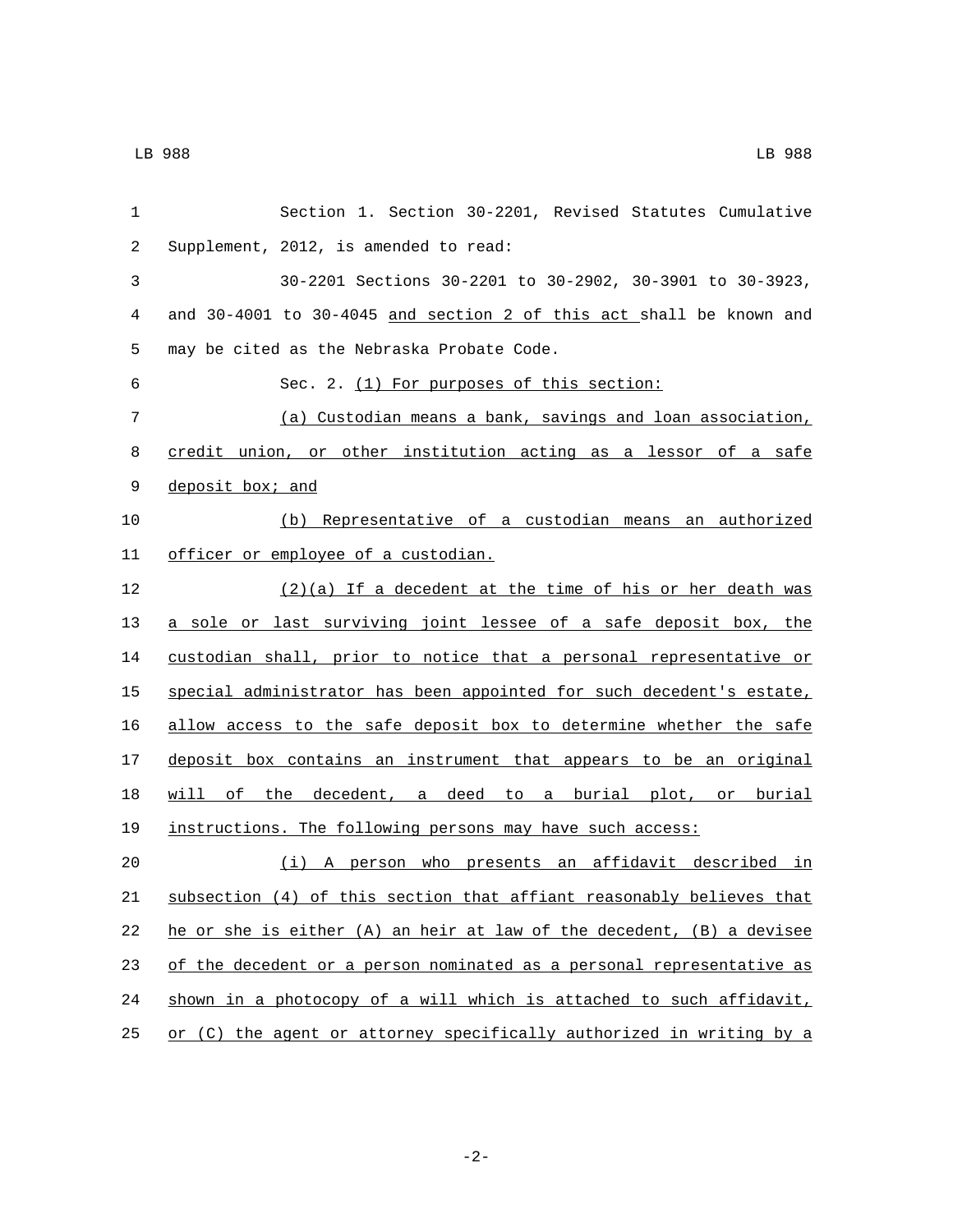Section 1. Section 30-2201, Revised Statutes Cumulative Supplement, 2012, is amended to read:

30-2201 Sections 30-2201 to 30-2902, 30-3901 to 30-3923, and 30-4001 to 30-4045 <u>and section 2 of this act</u> shall be known and may be cited as the Nebraska Probate Code.

Sec. 2. <u>(1) For purposes of this section:</u>

<u>(a) Custodian means a bank, savings and loan association, credit union, or other institution acting as a lessor of a safe deposit box; and</u>

<u>(b) Representative of a custodian means an authorized officer or employee of a custodian.</u>

<u>(2)(a) If a decedent at the time of his or her death was a sole or last surviving joint lessee of a safe deposit box, the custodian shall, prior to notice that a personal representative or special administrator has been appointed for such decedent's estate, allow access to the safe deposit box to determine whether the safe deposit box contains an instrument that appears to be an original will of the decedent, a deed to a burial plot, or burial instructions. The following persons may have such access:</u>

<u>(i) A person who presents an affidavit described in subsection (4) of this section that affiant reasonably believes that he or she is either (A) an heir at law of the decedent, (B) a devisee of the decedent or a person nominated as a personal representative as shown in a photocopy of a will which is attached to such affidavit, or (C) the agent or attorney specifically authorized in writing by a</u>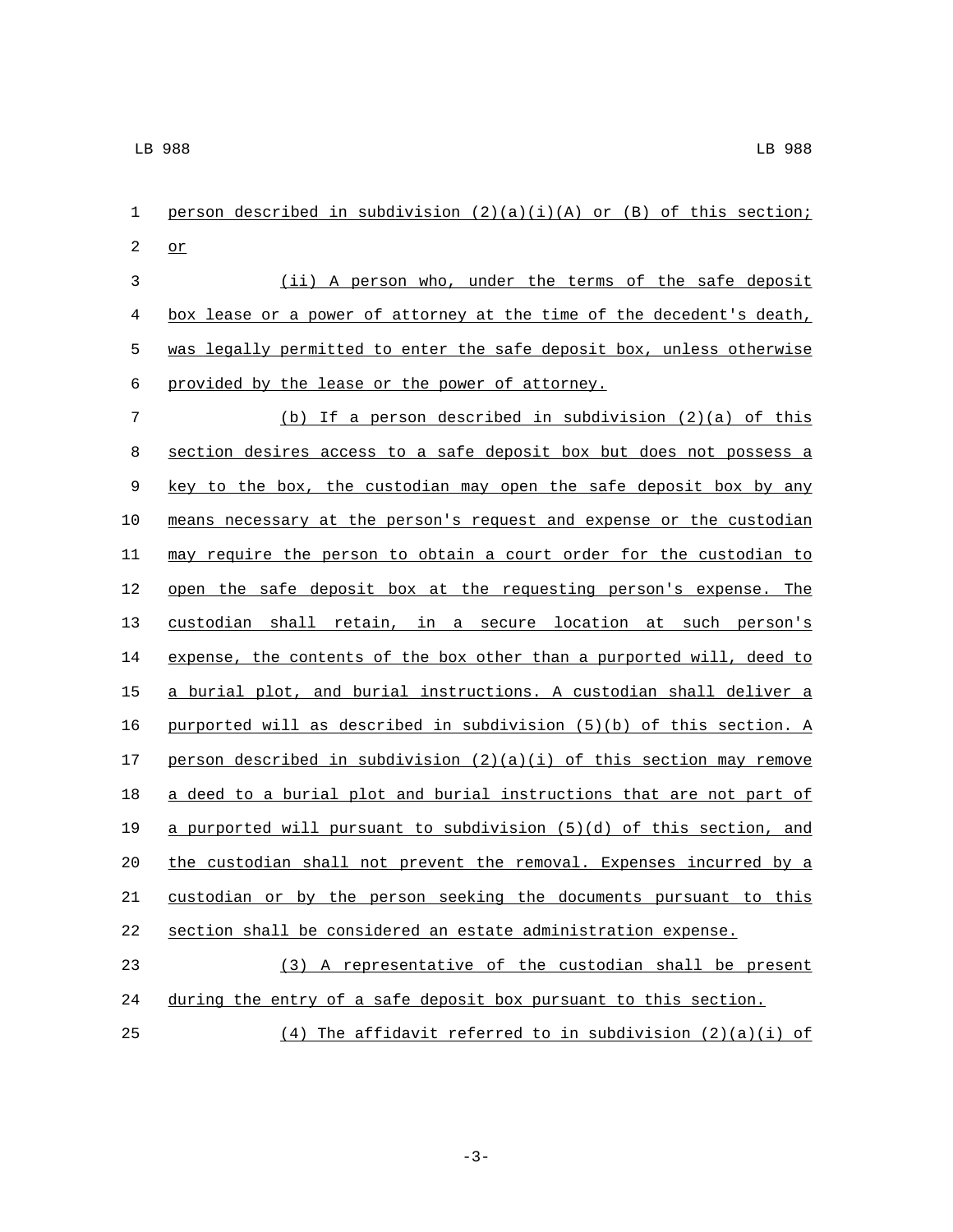person described in subdivision (2)(a)(i)(A) or (B) of this section; or

(ii) A person who, under the terms of the safe deposit box lease or a power of attorney at the time of the decedent's death, was legally permitted to enter the safe deposit box, unless otherwise provided by the lease or the power of attorney.

(b) If a person described in subdivision (2)(a) of this section desires access to a safe deposit box but does not possess a key to the box, the custodian may open the safe deposit box by any means necessary at the person's request and expense or the custodian may require the person to obtain a court order for the custodian to open the safe deposit box at the requesting person's expense. The custodian shall retain, in a secure location at such person's expense, the contents of the box other than a purported will, deed to a burial plot, and burial instructions. A custodian shall deliver a purported will as described in subdivision (5)(b) of this section. A person described in subdivision (2)(a)(i) of this section may remove a deed to a burial plot and burial instructions that are not part of a purported will pursuant to subdivision (5)(d) of this section, and the custodian shall not prevent the removal. Expenses incurred by a custodian or by the person seeking the documents pursuant to this section shall be considered an estate administration expense.

(3) A representative of the custodian shall be present during the entry of a safe deposit box pursuant to this section.

(4) The affidavit referred to in subdivision (2)(a)(i) of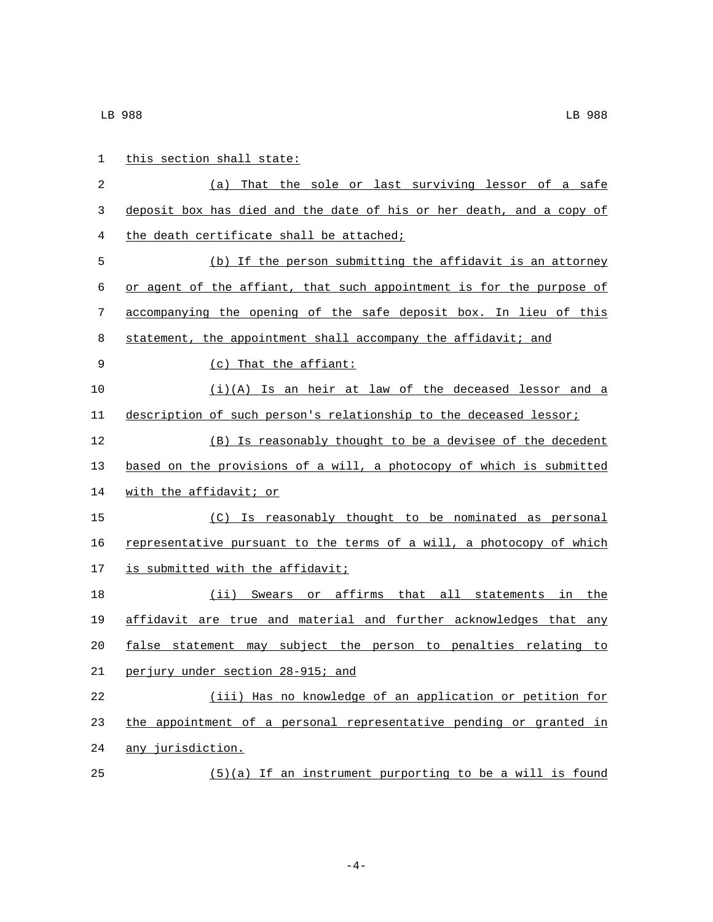this section shall state:

(a) That the sole or last surviving lessor of a safe deposit box has died and the date of his or her death, and a copy of the death certificate shall be attached;

(b) If the person submitting the affidavit is an attorney or agent of the affiant, that such appointment is for the purpose of accompanying the opening of the safe deposit box. In lieu of this statement, the appointment shall accompany the affidavit; and

(c) That the affiant:

(i)(A) Is an heir at law of the deceased lessor and a description of such person's relationship to the deceased lessor;

(B) Is reasonably thought to be a devisee of the decedent based on the provisions of a will, a photocopy of which is submitted with the affidavit; or

(C) Is reasonably thought to be nominated as personal representative pursuant to the terms of a will, a photocopy of which is submitted with the affidavit;

(ii) Swears or affirms that all statements in the affidavit are true and material and further acknowledges that any false statement may subject the person to penalties relating to perjury under section 28-915; and

(iii) Has no knowledge of an application or petition for the appointment of a personal representative pending or granted in any jurisdiction.

(5)(a) If an instrument purporting to be a will is found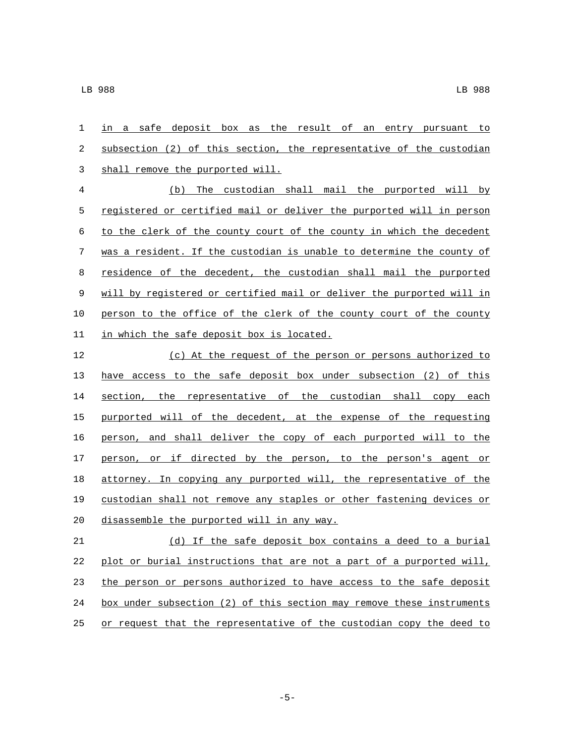in a safe deposit box as the result of an entry pursuant to subsection (2) of this section, the representative of the custodian shall remove the purported will.

(b) The custodian shall mail the purported will by registered or certified mail or deliver the purported will in person to the clerk of the county court of the county in which the decedent was a resident. If the custodian is unable to determine the county of residence of the decedent, the custodian shall mail the purported will by registered or certified mail or deliver the purported will in person to the office of the clerk of the county court of the county in which the safe deposit box is located.

(c) At the request of the person or persons authorized to have access to the safe deposit box under subsection (2) of this section, the representative of the custodian shall copy each purported will of the decedent, at the expense of the requesting person, and shall deliver the copy of each purported will to the person, or if directed by the person, to the person's agent or attorney. In copying any purported will, the representative of the custodian shall not remove any staples or other fastening devices or disassemble the purported will in any way.

(d) If the safe deposit box contains a deed to a burial plot or burial instructions that are not a part of a purported will, the person or persons authorized to have access to the safe deposit box under subsection (2) of this section may remove these instruments or request that the representative of the custodian copy the deed to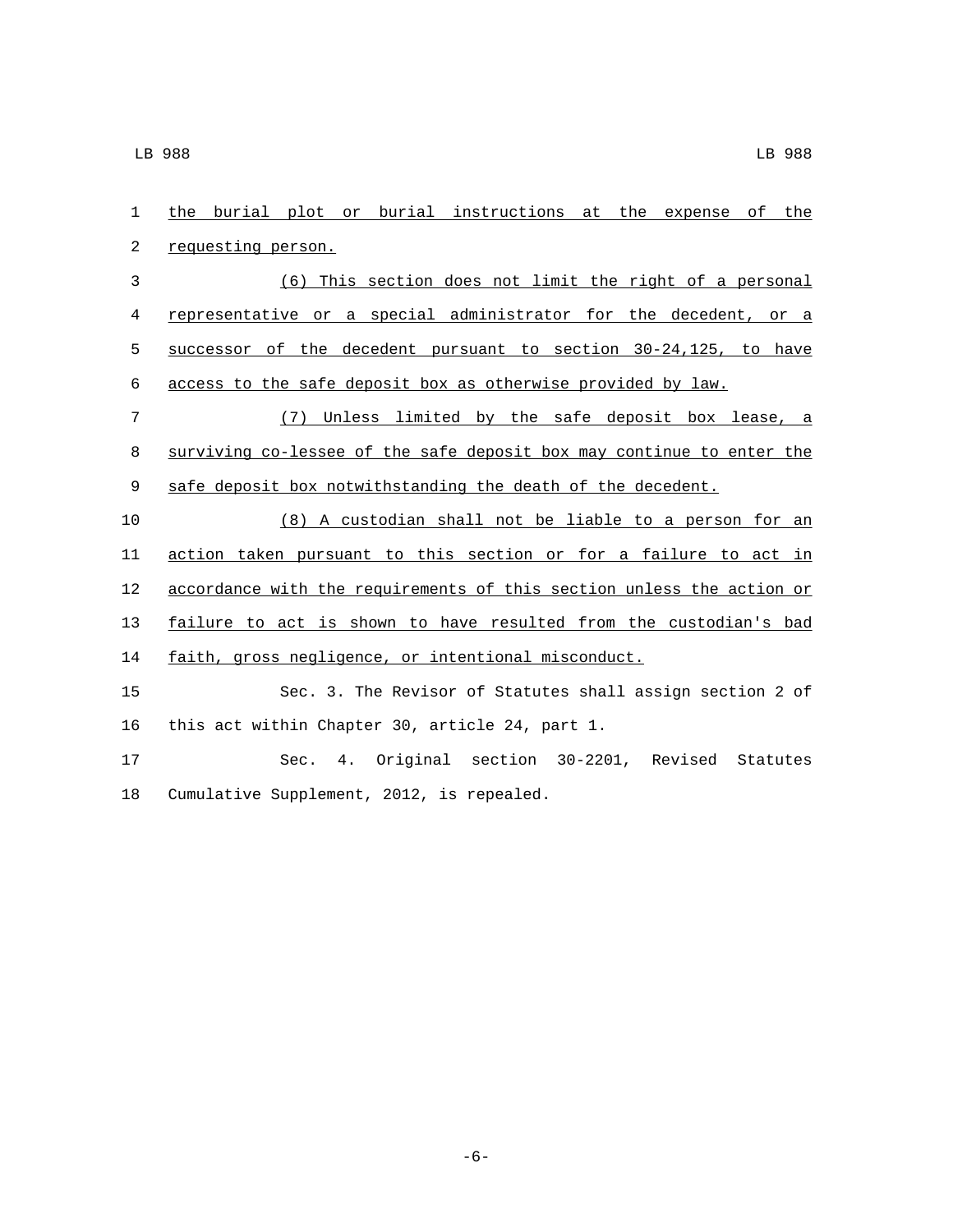the burial plot or burial instructions at the expense of the requesting person.

(6) This section does not limit the right of a personal representative or a special administrator for the decedent, or a successor of the decedent pursuant to section 30-24,125, to have access to the safe deposit box as otherwise provided by law.

(7) Unless limited by the safe deposit box lease, a surviving co-lessee of the safe deposit box may continue to enter the safe deposit box notwithstanding the death of the decedent.

(8) A custodian shall not be liable to a person for an action taken pursuant to this section or for a failure to act in accordance with the requirements of this section unless the action or failure to act is shown to have resulted from the custodian's bad faith, gross negligence, or intentional misconduct.

Sec. 3. The Revisor of Statutes shall assign section 2 of this act within Chapter 30, article 24, part 1.

Sec. 4. Original section 30-2201, Revised Statutes Cumulative Supplement, 2012, is repealed.